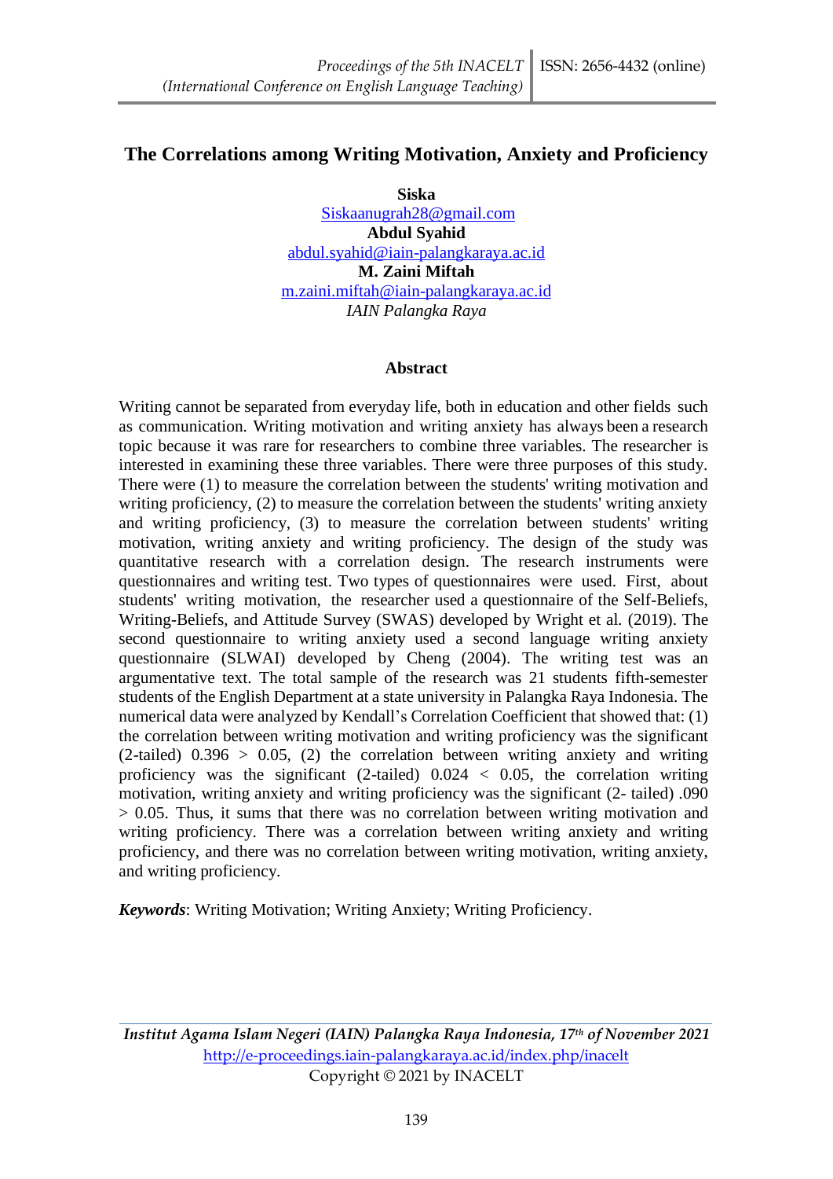# The Correlations among Writing Motivation, Anxiety and Proficiency

**Siska**
Siskaanugrah28@gmail.com
**Abdul Syahid**
abdul.syahid@iain-palangkaraya.ac.id
**M. Zaini Miftah**
m.zaini.miftah@iain-palangkaraya.ac.id
*IAIN Palangka Raya*

## Abstract

Writing cannot be separated from everyday life, both in education and other fields such as communication. Writing motivation and writing anxiety has always been a research topic because it was rare for researchers to combine three variables. The researcher is interested in examining these three variables. There were three purposes of this study. There were (1) to measure the correlation between the students' writing motivation and writing proficiency, (2) to measure the correlation between the students' writing anxiety and writing proficiency, (3) to measure the correlation between students' writing motivation, writing anxiety and writing proficiency. The design of the study was quantitative research with a correlation design. The research instruments were questionnaires and writing test. Two types of questionnaires were used. First, about students' writing motivation, the researcher used a questionnaire of the Self-Beliefs, Writing-Beliefs, and Attitude Survey (SWAS) developed by Wright et al. (2019). The second questionnaire to writing anxiety used a second language writing anxiety questionnaire (SLWAI) developed by Cheng (2004). The writing test was an argumentative text. The total sample of the research was 21 students fifth-semester students of the English Department at a state university in Palangka Raya Indonesia. The numerical data were analyzed by Kendall's Correlation Coefficient that showed that: (1) the correlation between writing motivation and writing proficiency was the significant (2-tailed) 0.396 > 0.05, (2) the correlation between writing anxiety and writing proficiency was the significant (2-tailed) 0.024 < 0.05, the correlation writing motivation, writing anxiety and writing proficiency was the significant (2- tailed) .090 > 0.05. Thus, it sums that there was no correlation between writing motivation and writing proficiency. There was a correlation between writing anxiety and writing proficiency, and there was no correlation between writing motivation, writing anxiety, and writing proficiency.

***Keywords***: Writing Motivation; Writing Anxiety; Writing Proficiency.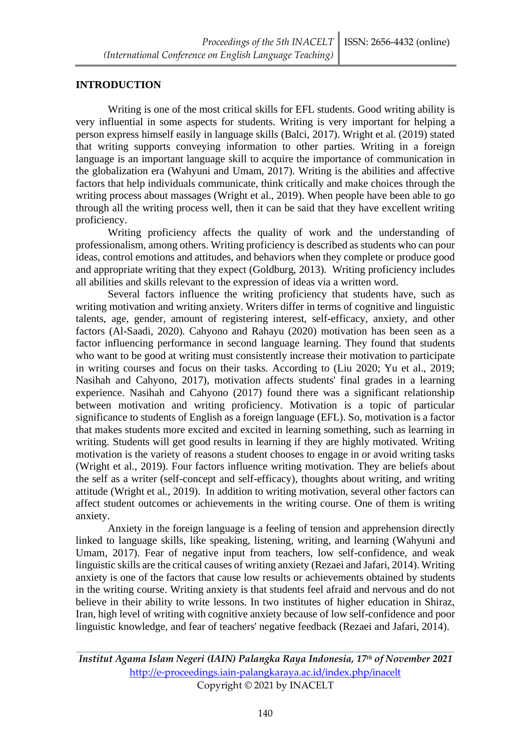## INTRODUCTION

Writing is one of the most critical skills for EFL students. Good writing ability is very influential in some aspects for students. Writing is very important for helping a person express himself easily in language skills (Balci, 2017). Wright et al. (2019) stated that writing supports conveying information to other parties. Writing in a foreign language is an important language skill to acquire the importance of communication in the globalization era (Wahyuni and Umam, 2017). Writing is the abilities and affective factors that help individuals communicate, think critically and make choices through the writing process about massages (Wright et al., 2019). When people have been able to go through all the writing process well, then it can be said that they have excellent writing proficiency.

Writing proficiency affects the quality of work and the understanding of professionalism, among others. Writing proficiency is described as students who can pour ideas, control emotions and attitudes, and behaviors when they complete or produce good and appropriate writing that they expect (Goldburg, 2013). Writing proficiency includes all abilities and skills relevant to the expression of ideas via a written word.

Several factors influence the writing proficiency that students have, such as writing motivation and writing anxiety. Writers differ in terms of cognitive and linguistic talents, age, gender, amount of registering interest, self-efficacy, anxiety, and other factors (Al-Saadi, 2020). Cahyono and Rahayu (2020) motivation has been seen as a factor influencing performance in second language learning. They found that students who want to be good at writing must consistently increase their motivation to participate in writing courses and focus on their tasks. According to (Liu 2020; Yu et al., 2019; Nasihah and Cahyono, 2017), motivation affects students' final grades in a learning experience. Nasihah and Cahyono (2017) found there was a significant relationship between motivation and writing proficiency. Motivation is a topic of particular significance to students of English as a foreign language (EFL). So, motivation is a factor that makes students more excited and excited in learning something, such as learning in writing. Students will get good results in learning if they are highly motivated. Writing motivation is the variety of reasons a student chooses to engage in or avoid writing tasks (Wright et al., 2019). Four factors influence writing motivation. They are beliefs about the self as a writer (self-concept and self-efficacy), thoughts about writing, and writing attitude (Wright et al., 2019). In addition to writing motivation, several other factors can affect student outcomes or achievements in the writing course. One of them is writing anxiety.

Anxiety in the foreign language is a feeling of tension and apprehension directly linked to language skills, like speaking, listening, writing, and learning (Wahyuni and Umam, 2017). Fear of negative input from teachers, low self-confidence, and weak linguistic skills are the critical causes of writing anxiety (Rezaei and Jafari, 2014). Writing anxiety is one of the factors that cause low results or achievements obtained by students in the writing course. Writing anxiety is that students feel afraid and nervous and do not believe in their ability to write lessons. In two institutes of higher education in Shiraz, Iran, high level of writing with cognitive anxiety because of low self-confidence and poor linguistic knowledge, and fear of teachers' negative feedback (Rezaei and Jafari, 2014).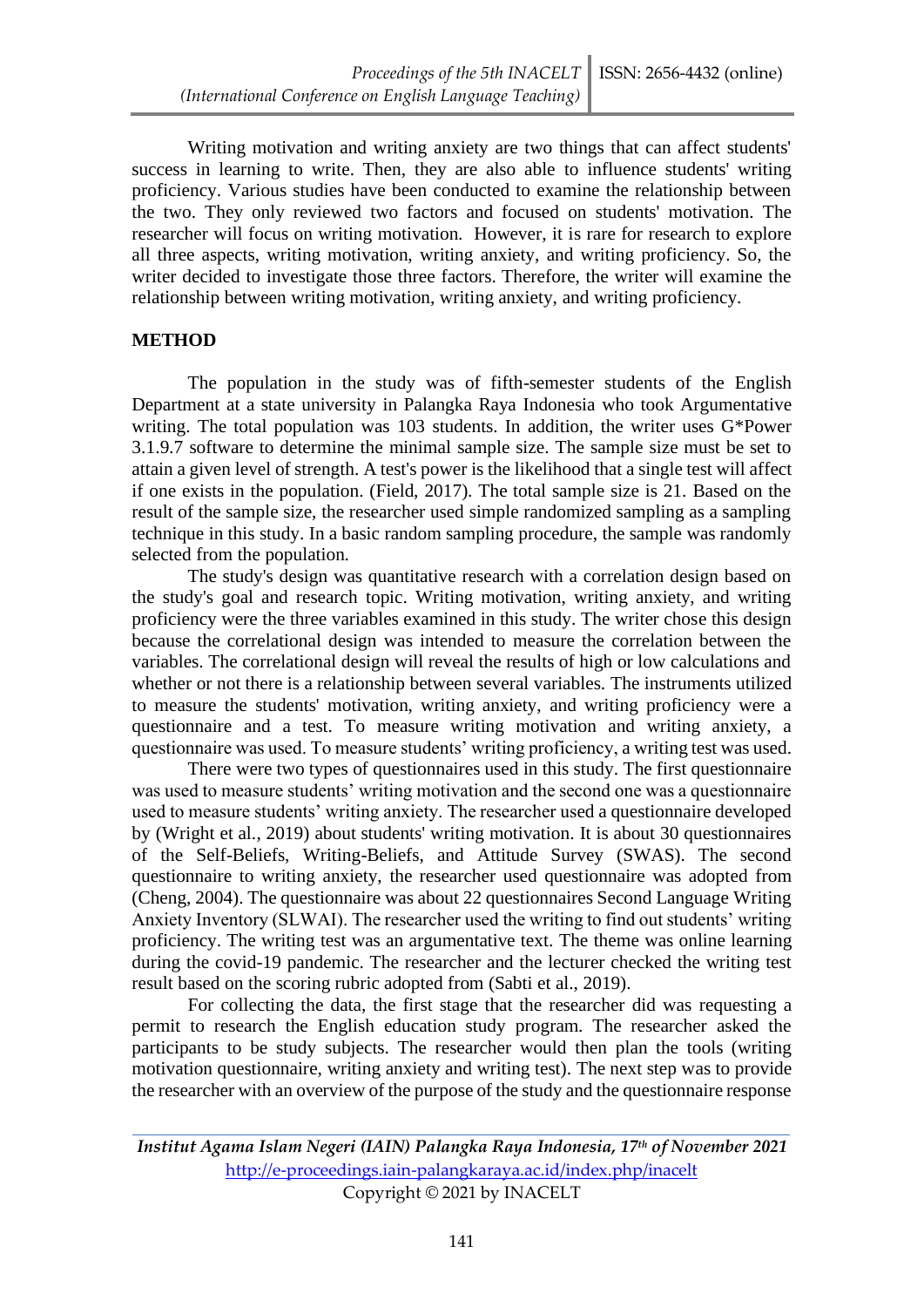Writing motivation and writing anxiety are two things that can affect students' success in learning to write. Then, they are also able to influence students' writing proficiency. Various studies have been conducted to examine the relationship between the two. They only reviewed two factors and focused on students' motivation. The researcher will focus on writing motivation. However, it is rare for research to explore all three aspects, writing motivation, writing anxiety, and writing proficiency. So, the writer decided to investigate those three factors. Therefore, the writer will examine the relationship between writing motivation, writing anxiety, and writing proficiency.

## METHOD

The population in the study was of fifth-semester students of the English Department at a state university in Palangka Raya Indonesia who took Argumentative writing. The total population was 103 students. In addition, the writer uses G*Power 3.1.9.7 software to determine the minimal sample size. The sample size must be set to attain a given level of strength. A test's power is the likelihood that a single test will affect if one exists in the population. (Field, 2017). The total sample size is 21. Based on the result of the sample size, the researcher used simple randomized sampling as a sampling technique in this study. In a basic random sampling procedure, the sample was randomly selected from the population.

The study's design was quantitative research with a correlation design based on the study's goal and research topic. Writing motivation, writing anxiety, and writing proficiency were the three variables examined in this study. The writer chose this design because the correlational design was intended to measure the correlation between the variables. The correlational design will reveal the results of high or low calculations and whether or not there is a relationship between several variables. The instruments utilized to measure the students' motivation, writing anxiety, and writing proficiency were a questionnaire and a test. To measure writing motivation and writing anxiety, a questionnaire was used. To measure students' writing proficiency, a writing test was used.

There were two types of questionnaires used in this study. The first questionnaire was used to measure students' writing motivation and the second one was a questionnaire used to measure students' writing anxiety. The researcher used a questionnaire developed by (Wright et al., 2019) about students' writing motivation. It is about 30 questionnaires of the Self-Beliefs, Writing-Beliefs, and Attitude Survey (SWAS). The second questionnaire to writing anxiety, the researcher used questionnaire was adopted from (Cheng, 2004). The questionnaire was about 22 questionnaires Second Language Writing Anxiety Inventory (SLWAI). The researcher used the writing to find out students' writing proficiency. The writing test was an argumentative text. The theme was online learning during the covid-19 pandemic. The researcher and the lecturer checked the writing test result based on the scoring rubric adopted from (Sabti et al., 2019).

For collecting the data, the first stage that the researcher did was requesting a permit to research the English education study program. The researcher asked the participants to be study subjects. The researcher would then plan the tools (writing motivation questionnaire, writing anxiety and writing test). The next step was to provide the researcher with an overview of the purpose of the study and the questionnaire response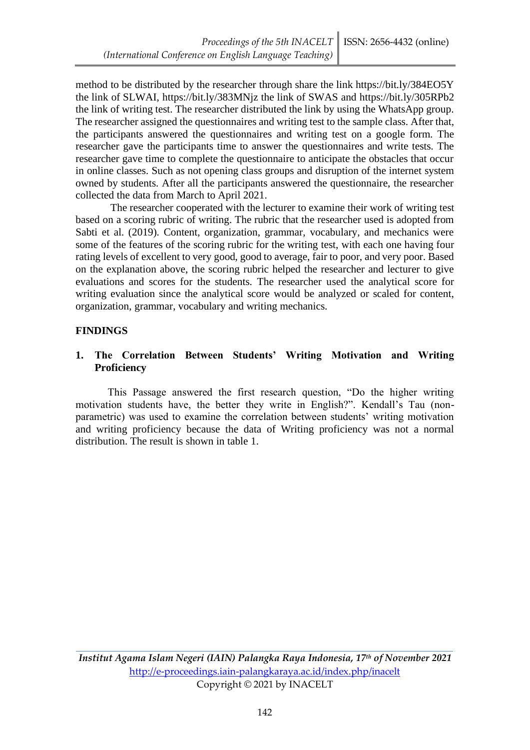method to be distributed by the researcher through share the link https://bit.ly/384EO5Y the link of SLWAI, https://bit.ly/383MNjz the link of SWAS and https://bit.ly/305RPb2 the link of writing test. The researcher distributed the link by using the WhatsApp group. The researcher assigned the questionnaires and writing test to the sample class. After that, the participants answered the questionnaires and writing test on a google form. The researcher gave the participants time to answer the questionnaires and write tests. The researcher gave time to complete the questionnaire to anticipate the obstacles that occur in online classes. Such as not opening class groups and disruption of the internet system owned by students. After all the participants answered the questionnaire, the researcher collected the data from March to April 2021.

The researcher cooperated with the lecturer to examine their work of writing test based on a scoring rubric of writing. The rubric that the researcher used is adopted from Sabti et al. (2019). Content, organization, grammar, vocabulary, and mechanics were some of the features of the scoring rubric for the writing test, with each one having four rating levels of excellent to very good, good to average, fair to poor, and very poor. Based on the explanation above, the scoring rubric helped the researcher and lecturer to give evaluations and scores for the students. The researcher used the analytical score for writing evaluation since the analytical score would be analyzed or scaled for content, organization, grammar, vocabulary and writing mechanics.

## FINDINGS

### 1. The Correlation Between Students' Writing Motivation and Writing Proficiency

This Passage answered the first research question, "Do the higher writing motivation students have, the better they write in English?". Kendall's Tau (non-parametric) was used to examine the correlation between students' writing motivation and writing proficiency because the data of Writing proficiency was not a normal distribution. The result is shown in table 1.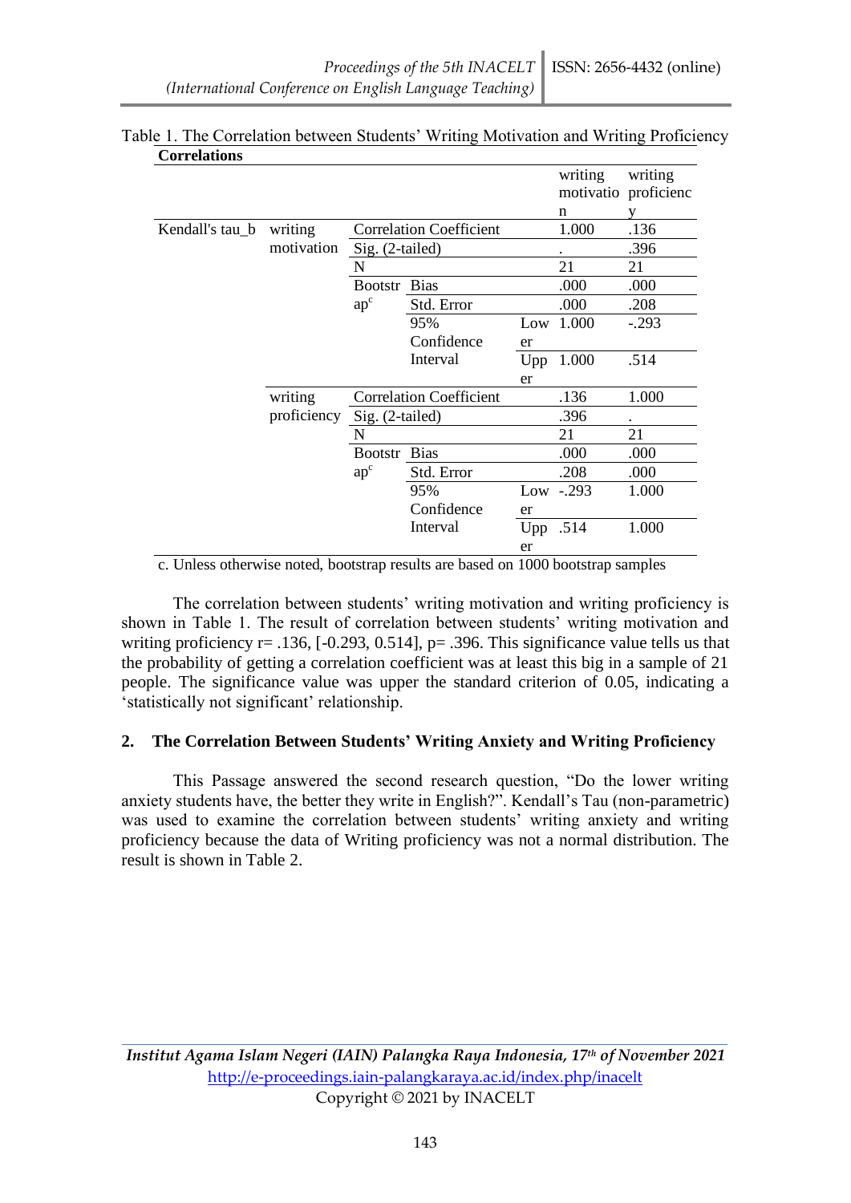Table 1. The Correlation between Students' Writing Motivation and Writing Proficiency

**Correlations**

| | | | | | writing motivation | writing proficiency |
|---|---|---|---|---|---|---|
| Kendall's tau_b | writing motivation | Correlation Coefficient | | | 1.000 | .136 |
| | | Sig. (2-tailed) | | | . | .396 |
| | | N | | | 21 | 21 |
| | | Bootstrap[c] | Bias | | .000 | .000 |
| | | | Std. Error | | .000 | .208 |
| | | | 95% Confidence Interval | Lower | 1.000 | -.293 |
| | | | | Upper | 1.000 | .514 |
| | writing proficiency | Correlation Coefficient | | | .136 | 1.000 |
| | | Sig. (2-tailed) | | | .396 | . |
| | | N | | | 21 | 21 |
| | | Bootstrap[c] | Bias | | .000 | .000 |
| | | | Std. Error | | .208 | .000 |
| | | | 95% Confidence Interval | Lower | -.293 | 1.000 |
| | | | | Upper | .514 | 1.000 |

c. Unless otherwise noted, bootstrap results are based on 1000 bootstrap samples

The correlation between students' writing motivation and writing proficiency is shown in Table 1. The result of correlation between students' writing motivation and writing proficiency r= .136, [-0.293, 0.514], p= .396. This significance value tells us that the probability of getting a correlation coefficient was at least this big in a sample of 21 people. The significance value was upper the standard criterion of 0.05, indicating a 'statistically not significant' relationship.

### 2. The Correlation Between Students' Writing Anxiety and Writing Proficiency

This Passage answered the second research question, "Do the lower writing anxiety students have, the better they write in English?". Kendall's Tau (non-parametric) was used to examine the correlation between students' writing anxiety and writing proficiency because the data of Writing proficiency was not a normal distribution. The result is shown in Table 2.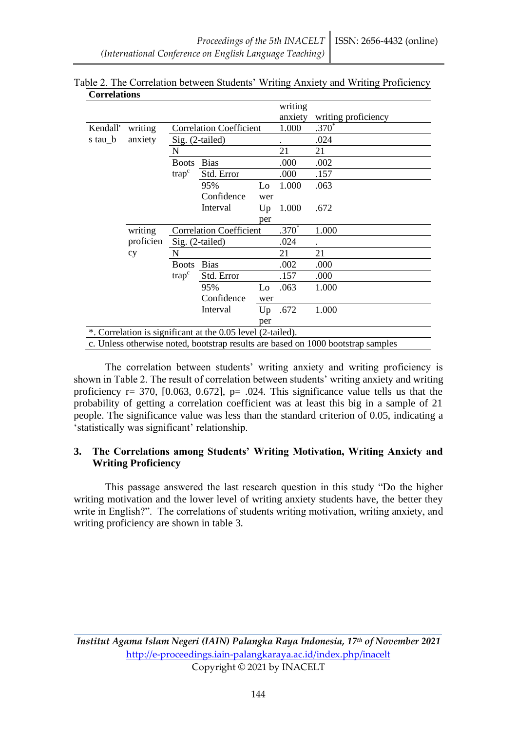Table 2. The Correlation between Students' Writing Anxiety and Writing Proficiency

**Correlations**

| | | | | | writing anxiety | writing proficiency |
|---|---|---|---|---|---|---|
| Kendall's tau_b | writing anxiety | Correlation Coefficient | | | 1.000 | .370* |
| | | Sig. (2-tailed) | | | . | .024 |
| | | N | | | 21 | 21 |
| | | Bootstrap[c] | Bias | | .000 | .002 |
| | | | Std. Error | | .000 | .157 |
| | | | 95% Confidence Interval | Lower | 1.000 | .063 |
| | | | | Upper | 1.000 | .672 |
| | writing proficiency | Correlation Coefficient | | | .370* | 1.000 |
| | | Sig. (2-tailed) | | | .024 | . |
| | | N | | | 21 | 21 |
| | | Bootstrap[c] | Bias | | .002 | .000 |
| | | | Std. Error | | .157 | .000 |
| | | | 95% Confidence Interval | Lower | .063 | 1.000 |
| | | | | Upper | .672 | 1.000 |

*. Correlation is significant at the 0.05 level (2-tailed).

c. Unless otherwise noted, bootstrap results are based on 1000 bootstrap samples

The correlation between students' writing anxiety and writing proficiency is shown in Table 2. The result of correlation between students' writing anxiety and writing proficiency r= 370, [0.063, 0.672], p= .024. This significance value tells us that the probability of getting a correlation coefficient was at least this big in a sample of 21 people. The significance value was less than the standard criterion of 0.05, indicating a 'statistically was significant' relationship.

### 3. The Correlations among Students' Writing Motivation, Writing Anxiety and Writing Proficiency

This passage answered the last research question in this study "Do the higher writing motivation and the lower level of writing anxiety students have, the better they write in English?". The correlations of students writing motivation, writing anxiety, and writing proficiency are shown in table 3.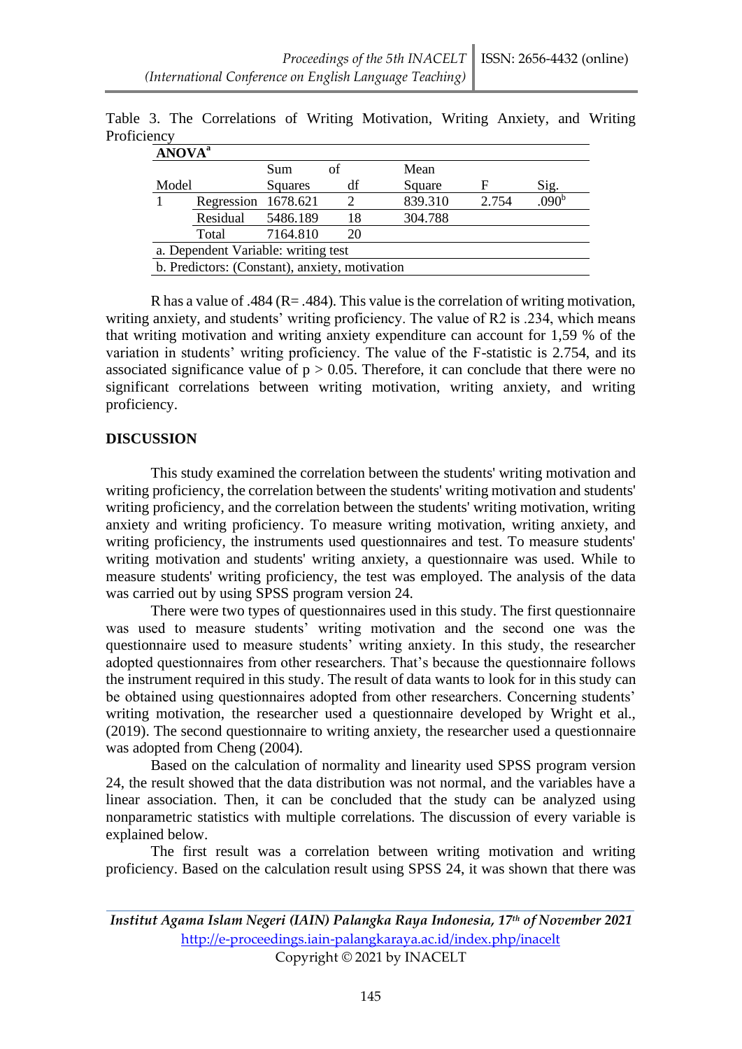Table 3. The Correlations of Writing Motivation, Writing Anxiety, and Writing Proficiency

**ANOVA**[a]

| Model | | Sum of Squares | df | Mean Square | F | Sig. |
|---|---|---|---|---|---|---|
| 1 | Regression | 1678.621 | 2 | 839.310 | 2.754 | .090[b] |
| | Residual | 5486.189 | 18 | 304.788 | | |
| | Total | 7164.810 | 20 | | | |

a. Dependent Variable: writing test

b. Predictors: (Constant), anxiety, motivation

R has a value of .484 (R= .484). This value is the correlation of writing motivation, writing anxiety, and students' writing proficiency. The value of R2 is .234, which means that writing motivation and writing anxiety expenditure can account for 1,59 % of the variation in students' writing proficiency. The value of the F-statistic is 2.754, and its associated significance value of $p > 0.05$. Therefore, it can conclude that there were no significant correlations between writing motivation, writing anxiety, and writing proficiency.

## DISCUSSION

This study examined the correlation between the students' writing motivation and writing proficiency, the correlation between the students' writing motivation and students' writing proficiency, and the correlation between the students' writing motivation, writing anxiety and writing proficiency. To measure writing motivation, writing anxiety, and writing proficiency, the instruments used questionnaires and test. To measure students' writing motivation and students' writing anxiety, a questionnaire was used. While to measure students' writing proficiency, the test was employed. The analysis of the data was carried out by using SPSS program version 24.

There were two types of questionnaires used in this study. The first questionnaire was used to measure students' writing motivation and the second one was the questionnaire used to measure students' writing anxiety. In this study, the researcher adopted questionnaires from other researchers. That's because the questionnaire follows the instrument required in this study. The result of data wants to look for in this study can be obtained using questionnaires adopted from other researchers. Concerning students' writing motivation, the researcher used a questionnaire developed by Wright et al., (2019). The second questionnaire to writing anxiety, the researcher used a questionnaire was adopted from Cheng (2004).

Based on the calculation of normality and linearity used SPSS program version 24, the result showed that the data distribution was not normal, and the variables have a linear association. Then, it can be concluded that the study can be analyzed using nonparametric statistics with multiple correlations. The discussion of every variable is explained below.

The first result was a correlation between writing motivation and writing proficiency. Based on the calculation result using SPSS 24, it was shown that there was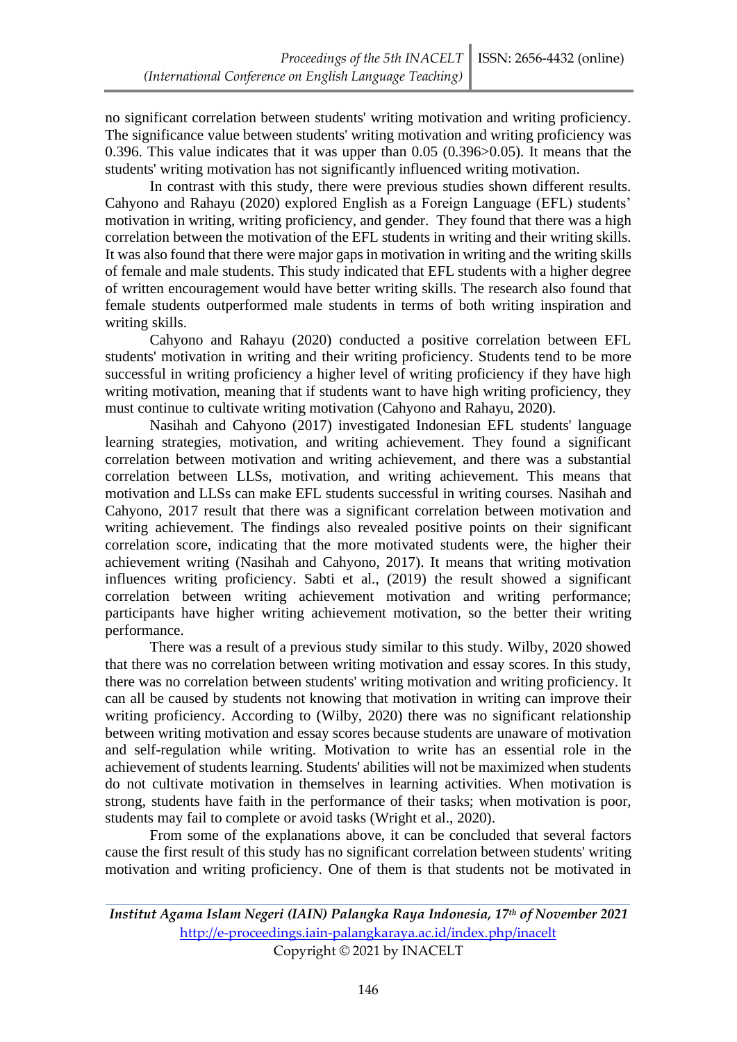no significant correlation between students' writing motivation and writing proficiency. The significance value between students' writing motivation and writing proficiency was 0.396. This value indicates that it was upper than 0.05 (0.396>0.05). It means that the students' writing motivation has not significantly influenced writing motivation.

In contrast with this study, there were previous studies shown different results. Cahyono and Rahayu (2020) explored English as a Foreign Language (EFL) students' motivation in writing, writing proficiency, and gender. They found that there was a high correlation between the motivation of the EFL students in writing and their writing skills. It was also found that there were major gaps in motivation in writing and the writing skills of female and male students. This study indicated that EFL students with a higher degree of written encouragement would have better writing skills. The research also found that female students outperformed male students in terms of both writing inspiration and writing skills.

Cahyono and Rahayu (2020) conducted a positive correlation between EFL students' motivation in writing and their writing proficiency. Students tend to be more successful in writing proficiency a higher level of writing proficiency if they have high writing motivation, meaning that if students want to have high writing proficiency, they must continue to cultivate writing motivation (Cahyono and Rahayu, 2020).

Nasihah and Cahyono (2017) investigated Indonesian EFL students' language learning strategies, motivation, and writing achievement. They found a significant correlation between motivation and writing achievement, and there was a substantial correlation between LLSs, motivation, and writing achievement. This means that motivation and LLSs can make EFL students successful in writing courses. Nasihah and Cahyono, 2017 result that there was a significant correlation between motivation and writing achievement. The findings also revealed positive points on their significant correlation score, indicating that the more motivated students were, the higher their achievement writing (Nasihah and Cahyono, 2017). It means that writing motivation influences writing proficiency. Sabti et al., (2019) the result showed a significant correlation between writing achievement motivation and writing performance; participants have higher writing achievement motivation, so the better their writing performance.

There was a result of a previous study similar to this study. Wilby, 2020 showed that there was no correlation between writing motivation and essay scores. In this study, there was no correlation between students' writing motivation and writing proficiency. It can all be caused by students not knowing that motivation in writing can improve their writing proficiency. According to (Wilby, 2020) there was no significant relationship between writing motivation and essay scores because students are unaware of motivation and self-regulation while writing. Motivation to write has an essential role in the achievement of students learning. Students' abilities will not be maximized when students do not cultivate motivation in themselves in learning activities. When motivation is strong, students have faith in the performance of their tasks; when motivation is poor, students may fail to complete or avoid tasks (Wright et al., 2020).

From some of the explanations above, it can be concluded that several factors cause the first result of this study has no significant correlation between students' writing motivation and writing proficiency. One of them is that students not be motivated in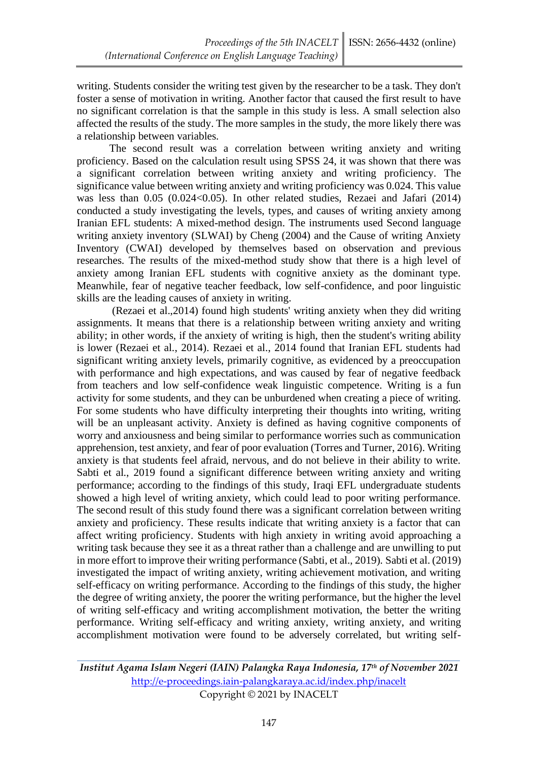writing. Students consider the writing test given by the researcher to be a task. They don't foster a sense of motivation in writing. Another factor that caused the first result to have no significant correlation is that the sample in this study is less. A small selection also affected the results of the study. The more samples in the study, the more likely there was a relationship between variables.

The second result was a correlation between writing anxiety and writing proficiency. Based on the calculation result using SPSS 24, it was shown that there was a significant correlation between writing anxiety and writing proficiency. The significance value between writing anxiety and writing proficiency was 0.024. This value was less than 0.05 (0.024<0.05). In other related studies, Rezaei and Jafari (2014) conducted a study investigating the levels, types, and causes of writing anxiety among Iranian EFL students: A mixed-method design. The instruments used Second language writing anxiety inventory (SLWAI) by Cheng (2004) and the Cause of writing Anxiety Inventory (CWAI) developed by themselves based on observation and previous researches. The results of the mixed-method study show that there is a high level of anxiety among Iranian EFL students with cognitive anxiety as the dominant type. Meanwhile, fear of negative teacher feedback, low self-confidence, and poor linguistic skills are the leading causes of anxiety in writing.

(Rezaei et al.,2014) found high students' writing anxiety when they did writing assignments. It means that there is a relationship between writing anxiety and writing ability; in other words, if the anxiety of writing is high, then the student's writing ability is lower (Rezaei et al., 2014). Rezaei et al., 2014 found that Iranian EFL students had significant writing anxiety levels, primarily cognitive, as evidenced by a preoccupation with performance and high expectations, and was caused by fear of negative feedback from teachers and low self-confidence weak linguistic competence. Writing is a fun activity for some students, and they can be unburdened when creating a piece of writing. For some students who have difficulty interpreting their thoughts into writing, writing will be an unpleasant activity. Anxiety is defined as having cognitive components of worry and anxiousness and being similar to performance worries such as communication apprehension, test anxiety, and fear of poor evaluation (Torres and Turner, 2016). Writing anxiety is that students feel afraid, nervous, and do not believe in their ability to write. Sabti et al., 2019 found a significant difference between writing anxiety and writing performance; according to the findings of this study, Iraqi EFL undergraduate students showed a high level of writing anxiety, which could lead to poor writing performance. The second result of this study found there was a significant correlation between writing anxiety and proficiency. These results indicate that writing anxiety is a factor that can affect writing proficiency. Students with high anxiety in writing avoid approaching a writing task because they see it as a threat rather than a challenge and are unwilling to put in more effort to improve their writing performance (Sabti, et al., 2019). Sabti et al. (2019) investigated the impact of writing anxiety, writing achievement motivation, and writing self-efficacy on writing performance. According to the findings of this study, the higher the degree of writing anxiety, the poorer the writing performance, but the higher the level of writing self-efficacy and writing accomplishment motivation, the better the writing performance. Writing self-efficacy and writing anxiety, writing anxiety, and writing accomplishment motivation were found to be adversely correlated, but writing self-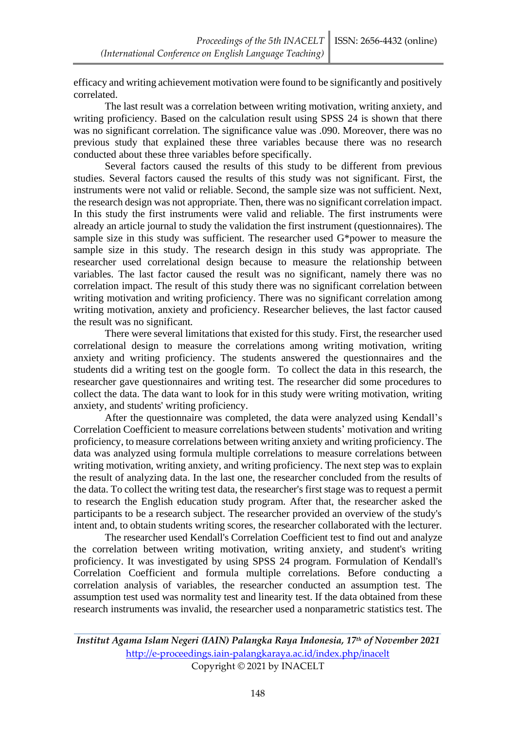efficacy and writing achievement motivation were found to be significantly and positively correlated.

The last result was a correlation between writing motivation, writing anxiety, and writing proficiency. Based on the calculation result using SPSS 24 is shown that there was no significant correlation. The significance value was .090. Moreover, there was no previous study that explained these three variables because there was no research conducted about these three variables before specifically.

Several factors caused the results of this study to be different from previous studies. Several factors caused the results of this study was not significant. First, the instruments were not valid or reliable. Second, the sample size was not sufficient. Next, the research design was not appropriate. Then, there was no significant correlation impact. In this study the first instruments were valid and reliable. The first instruments were already an article journal to study the validation the first instrument (questionnaires). The sample size in this study was sufficient. The researcher used G*power to measure the sample size in this study. The research design in this study was appropriate. The researcher used correlational design because to measure the relationship between variables. The last factor caused the result was no significant, namely there was no correlation impact. The result of this study there was no significant correlation between writing motivation and writing proficiency. There was no significant correlation among writing motivation, anxiety and proficiency. Researcher believes, the last factor caused the result was no significant.

There were several limitations that existed for this study. First, the researcher used correlational design to measure the correlations among writing motivation, writing anxiety and writing proficiency. The students answered the questionnaires and the students did a writing test on the google form. To collect the data in this research, the researcher gave questionnaires and writing test. The researcher did some procedures to collect the data. The data want to look for in this study were writing motivation, writing anxiety, and students' writing proficiency.

After the questionnaire was completed, the data were analyzed using Kendall's Correlation Coefficient to measure correlations between students' motivation and writing proficiency, to measure correlations between writing anxiety and writing proficiency. The data was analyzed using formula multiple correlations to measure correlations between writing motivation, writing anxiety, and writing proficiency. The next step was to explain the result of analyzing data. In the last one, the researcher concluded from the results of the data. To collect the writing test data, the researcher's first stage was to request a permit to research the English education study program. After that, the researcher asked the participants to be a research subject. The researcher provided an overview of the study's intent and, to obtain students writing scores, the researcher collaborated with the lecturer.

The researcher used Kendall's Correlation Coefficient test to find out and analyze the correlation between writing motivation, writing anxiety, and student's writing proficiency. It was investigated by using SPSS 24 program. Formulation of Kendall's Correlation Coefficient and formula multiple correlations. Before conducting a correlation analysis of variables, the researcher conducted an assumption test. The assumption test used was normality test and linearity test. If the data obtained from these research instruments was invalid, the researcher used a nonparametric statistics test. The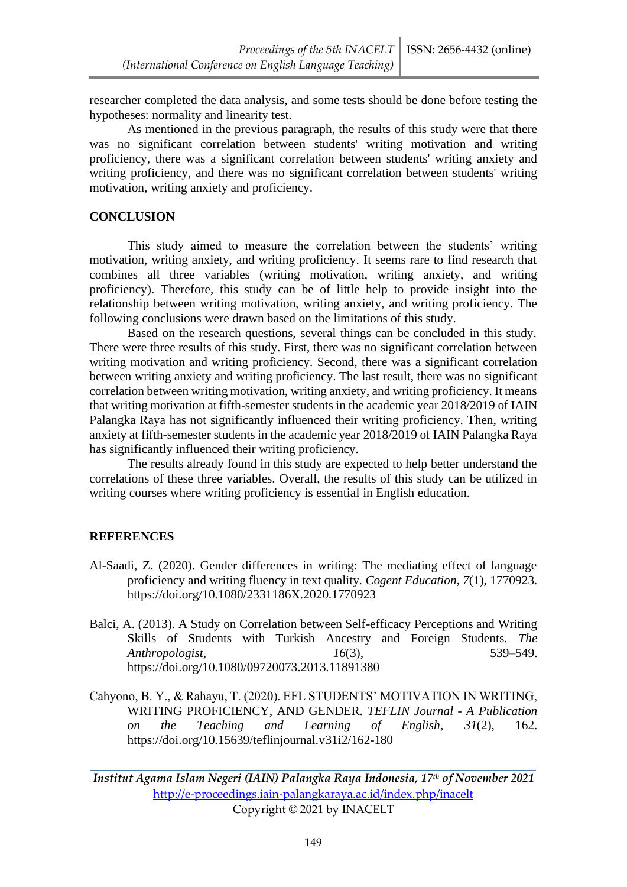researcher completed the data analysis, and some tests should be done before testing the hypotheses: normality and linearity test.

As mentioned in the previous paragraph, the results of this study were that there was no significant correlation between students' writing motivation and writing proficiency, there was a significant correlation between students' writing anxiety and writing proficiency, and there was no significant correlation between students' writing motivation, writing anxiety and proficiency.

## CONCLUSION

This study aimed to measure the correlation between the students' writing motivation, writing anxiety, and writing proficiency. It seems rare to find research that combines all three variables (writing motivation, writing anxiety, and writing proficiency). Therefore, this study can be of little help to provide insight into the relationship between writing motivation, writing anxiety, and writing proficiency. The following conclusions were drawn based on the limitations of this study.

Based on the research questions, several things can be concluded in this study. There were three results of this study. First, there was no significant correlation between writing motivation and writing proficiency. Second, there was a significant correlation between writing anxiety and writing proficiency. The last result, there was no significant correlation between writing motivation, writing anxiety, and writing proficiency. It means that writing motivation at fifth-semester students in the academic year 2018/2019 of IAIN Palangka Raya has not significantly influenced their writing proficiency. Then, writing anxiety at fifth-semester students in the academic year 2018/2019 of IAIN Palangka Raya has significantly influenced their writing proficiency.

The results already found in this study are expected to help better understand the correlations of these three variables. Overall, the results of this study can be utilized in writing courses where writing proficiency is essential in English education.

## REFERENCES

Al-Saadi, Z. (2020). Gender differences in writing: The mediating effect of language proficiency and writing fluency in text quality. *Cogent Education*, *7*(1), 1770923. https://doi.org/10.1080/2331186X.2020.1770923

Balci, A. (2013). A Study on Correlation between Self-efficacy Perceptions and Writing Skills of Students with Turkish Ancestry and Foreign Students. *The Anthropologist*, *16*(3), 539–549. https://doi.org/10.1080/09720073.2013.11891380

Cahyono, B. Y., & Rahayu, T. (2020). EFL STUDENTS' MOTIVATION IN WRITING, WRITING PROFICIENCY, AND GENDER. *TEFLIN Journal - A Publication on the Teaching and Learning of English*, *31*(2), 162. https://doi.org/10.15639/teflinjournal.v31i2/162-180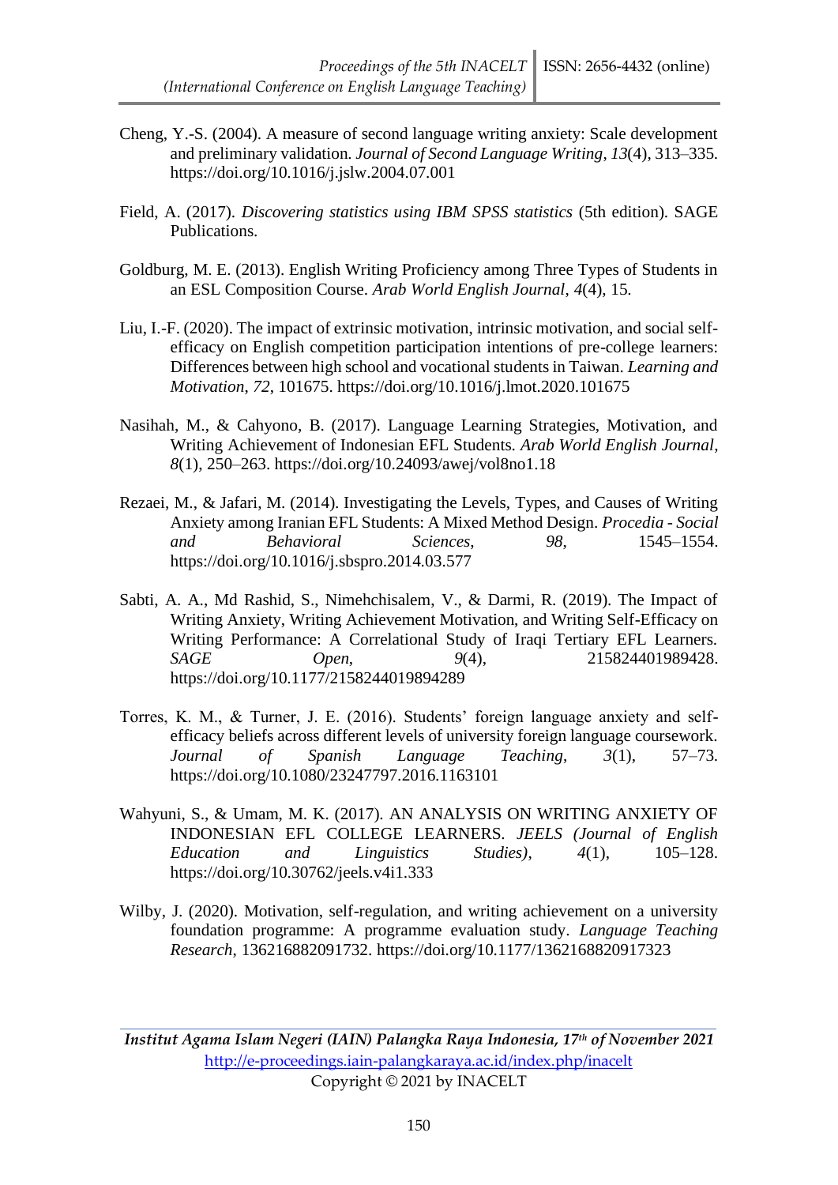Cheng, Y.-S. (2004). A measure of second language writing anxiety: Scale development and preliminary validation. *Journal of Second Language Writing*, *13*(4), 313–335. https://doi.org/10.1016/j.jslw.2004.07.001

Field, A. (2017). *Discovering statistics using IBM SPSS statistics* (5th edition). SAGE Publications.

Goldburg, M. E. (2013). English Writing Proficiency among Three Types of Students in an ESL Composition Course. *Arab World English Journal*, *4*(4), 15.

Liu, I.-F. (2020). The impact of extrinsic motivation, intrinsic motivation, and social self-efficacy on English competition participation intentions of pre-college learners: Differences between high school and vocational students in Taiwan. *Learning and Motivation*, *72*, 101675. https://doi.org/10.1016/j.lmot.2020.101675

Nasihah, M., & Cahyono, B. (2017). Language Learning Strategies, Motivation, and Writing Achievement of Indonesian EFL Students. *Arab World English Journal*, *8*(1), 250–263. https://doi.org/10.24093/awej/vol8no1.18

Rezaei, M., & Jafari, M. (2014). Investigating the Levels, Types, and Causes of Writing Anxiety among Iranian EFL Students: A Mixed Method Design. *Procedia - Social and Behavioral Sciences*, *98*, 1545–1554. https://doi.org/10.1016/j.sbspro.2014.03.577

Sabti, A. A., Md Rashid, S., Nimehchisalem, V., & Darmi, R. (2019). The Impact of Writing Anxiety, Writing Achievement Motivation, and Writing Self-Efficacy on Writing Performance: A Correlational Study of Iraqi Tertiary EFL Learners. *SAGE Open*, *9*(4), 215824401989428. https://doi.org/10.1177/2158244019894289

Torres, K. M., & Turner, J. E. (2016). Students' foreign language anxiety and self-efficacy beliefs across different levels of university foreign language coursework. *Journal of Spanish Language Teaching*, *3*(1), 57–73. https://doi.org/10.1080/23247797.2016.1163101

Wahyuni, S., & Umam, M. K. (2017). AN ANALYSIS ON WRITING ANXIETY OF INDONESIAN EFL COLLEGE LEARNERS. *JEELS (Journal of English Education and Linguistics Studies)*, *4*(1), 105–128. https://doi.org/10.30762/jeels.v4i1.333

Wilby, J. (2020). Motivation, self-regulation, and writing achievement on a university foundation programme: A programme evaluation study. *Language Teaching Research*, 136216882091732. https://doi.org/10.1177/1362168820917323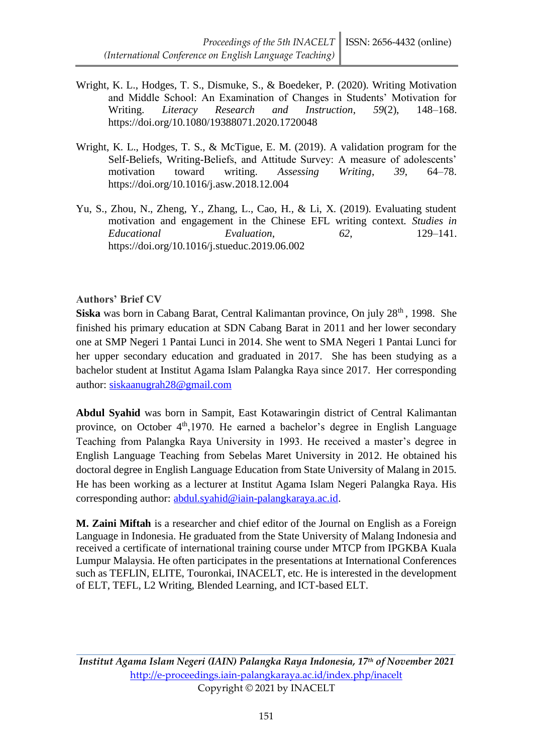Wright, K. L., Hodges, T. S., Dismuke, S., & Boedeker, P. (2020). Writing Motivation and Middle School: An Examination of Changes in Students' Motivation for Writing. *Literacy Research and Instruction*, *59*(2), 148–168. https://doi.org/10.1080/19388071.2020.1720048

Wright, K. L., Hodges, T. S., & McTigue, E. M. (2019). A validation program for the Self-Beliefs, Writing-Beliefs, and Attitude Survey: A measure of adolescents' motivation toward writing. *Assessing Writing*, *39*, 64–78. https://doi.org/10.1016/j.asw.2018.12.004

Yu, S., Zhou, N., Zheng, Y., Zhang, L., Cao, H., & Li, X. (2019). Evaluating student motivation and engagement in the Chinese EFL writing context. *Studies in Educational Evaluation*, *62*, 129–141. https://doi.org/10.1016/j.stueduc.2019.06.002

**Authors' Brief CV**

**Siska** was born in Cabang Barat, Central Kalimantan province, On july 28th, 1998. She finished his primary education at SDN Cabang Barat in 2011 and her lower secondary one at SMP Negeri 1 Pantai Lunci in 2014. She went to SMA Negeri 1 Pantai Lunci for her upper secondary education and graduated in 2017. She has been studying as a bachelor student at Institut Agama Islam Palangka Raya since 2017. Her corresponding author: siskaanugrah28@gmail.com

**Abdul Syahid** was born in Sampit, East Kotawaringin district of Central Kalimantan province, on October 4th,1970. He earned a bachelor's degree in English Language Teaching from Palangka Raya University in 1993. He received a master's degree in English Language Teaching from Sebelas Maret University in 2012. He obtained his doctoral degree in English Language Education from State University of Malang in 2015. He has been working as a lecturer at Institut Agama Islam Negeri Palangka Raya. His corresponding author: abdul.syahid@iain-palangkaraya.ac.id.

**M. Zaini Miftah** is a researcher and chief editor of the Journal on English as a Foreign Language in Indonesia. He graduated from the State University of Malang Indonesia and received a certificate of international training course under MTCP from IPGKBA Kuala Lumpur Malaysia. He often participates in the presentations at International Conferences such as TEFLIN, ELITE, Touronkai, INACELT, etc. He is interested in the development of ELT, TEFL, L2 Writing, Blended Learning, and ICT-based ELT.